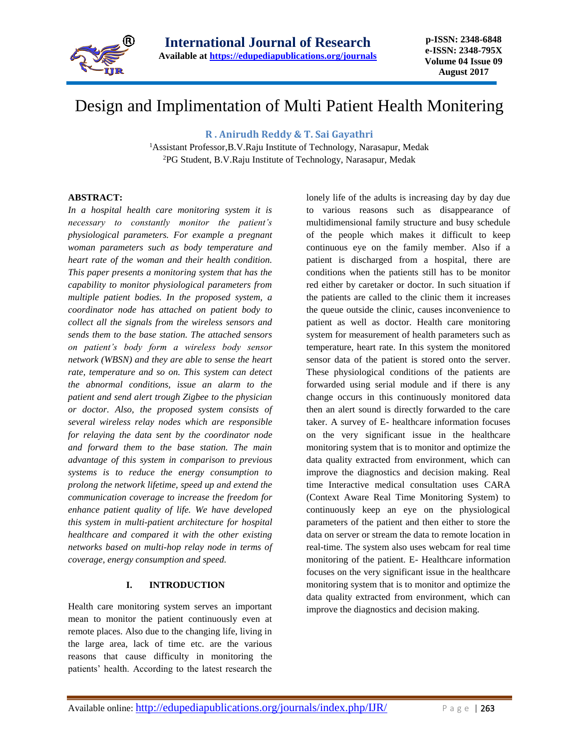# Design and Implimentation of Multi Patient Health Monitering

**R . Anirudh Reddy & T. Sai Gayathri**

[1]Assistant Professor,B.V.Raju Institute of Technology, Narasapur, Medak
[2]PG Student, B.V.Raju Institute of Technology, Narasapur, Medak

**ABSTRACT:**

*In a hospital health care monitoring system it is necessary to constantly monitor the patient's physiological parameters. For example a pregnant woman parameters such as body temperature and heart rate of the woman and their health condition. This paper presents a monitoring system that has the capability to monitor physiological parameters from multiple patient bodies. In the proposed system, a coordinator node has attached on patient body to collect all the signals from the wireless sensors and sends them to the base station. The attached sensors on patient's body form a wireless body sensor network (WBSN) and they are able to sense the heart rate, temperature and so on. This system can detect the abnormal conditions, issue an alarm to the patient and send alert trough Zigbee to the physician or doctor. Also, the proposed system consists of several wireless relay nodes which are responsible for relaying the data sent by the coordinator node and forward them to the base station. The main advantage of this system in comparison to previous systems is to reduce the energy consumption to prolong the network lifetime, speed up and extend the communication coverage to increase the freedom for enhance patient quality of life. We have developed this system in multi-patient architecture for hospital healthcare and compared it with the other existing networks based on multi-hop relay node in terms of coverage, energy consumption and speed.*

## I. INTRODUCTION

Health care monitoring system serves an important mean to monitor the patient continuously even at remote places. Also due to the changing life, living in the large area, lack of time etc. are the various reasons that cause difficulty in monitoring the patients' health. According to the latest research the lonely life of the adults is increasing day by day due to various reasons such as disappearance of multidimensional family structure and busy schedule of the people which makes it difficult to keep continuous eye on the family member. Also if a patient is discharged from a hospital, there are conditions when the patients still has to be monitor red either by caretaker or doctor. In such situation if the patients are called to the clinic them it increases the queue outside the clinic, causes inconvenience to patient as well as doctor. Health care monitoring system for measurement of health parameters such as temperature, heart rate. In this system the monitored sensor data of the patient is stored onto the server. These physiological conditions of the patients are forwarded using serial module and if there is any change occurs in this continuously monitored data then an alert sound is directly forwarded to the care taker. A survey of E- healthcare information focuses on the very significant issue in the healthcare monitoring system that is to monitor and optimize the data quality extracted from environment, which can improve the diagnostics and decision making. Real time Interactive medical consultation uses CARA (Context Aware Real Time Monitoring System) to continuously keep an eye on the physiological parameters of the patient and then either to store the data on server or stream the data to remote location in real-time. The system also uses webcam for real time monitoring of the patient. E- Healthcare information focuses on the very significant issue in the healthcare monitoring system that is to monitor and optimize the data quality extracted from environment, which can improve the diagnostics and decision making.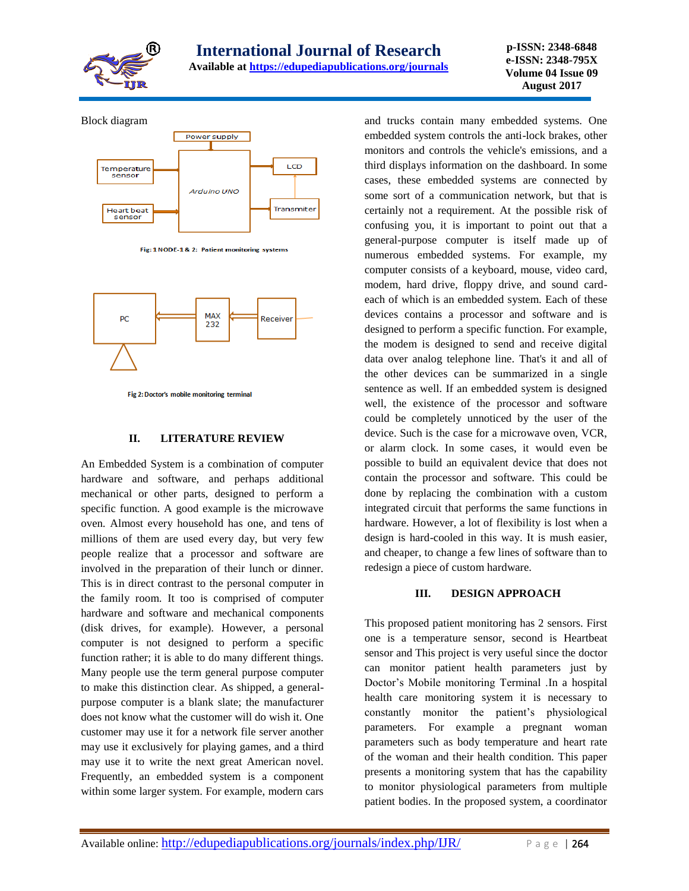Block diagram

Fig: 1 NODE-1 & 2: Patient monitoring systems

Fig 2: Doctor's mobile monitoring terminal

## II. LITERATURE REVIEW

An Embedded System is a combination of computer hardware and software, and perhaps additional mechanical or other parts, designed to perform a specific function. A good example is the microwave oven. Almost every household has one, and tens of millions of them are used every day, but very few people realize that a processor and software are involved in the preparation of their lunch or dinner. This is in direct contrast to the personal computer in the family room. It too is comprised of computer hardware and software and mechanical components (disk drives, for example). However, a personal computer is not designed to perform a specific function rather; it is able to do many different things. Many people use the term general purpose computer to make this distinction clear. As shipped, a general-purpose computer is a blank slate; the manufacturer does not know what the customer will do wish it. One customer may use it for a network file server another may use it exclusively for playing games, and a third may use it to write the next great American novel. Frequently, an embedded system is a component within some larger system. For example, modern cars and trucks contain many embedded systems. One embedded system controls the anti-lock brakes, other monitors and controls the vehicle's emissions, and a third displays information on the dashboard. In some cases, these embedded systems are connected by some sort of a communication network, but that is certainly not a requirement. At the possible risk of confusing you, it is important to point out that a general-purpose computer is itself made up of numerous embedded systems. For example, my computer consists of a keyboard, mouse, video card, modem, hard drive, floppy drive, and sound card-each of which is an embedded system. Each of these devices contains a processor and software and is designed to perform a specific function. For example, the modem is designed to send and receive digital data over analog telephone line. That's it and all of the other devices can be summarized in a single sentence as well. If an embedded system is designed well, the existence of the processor and software could be completely unnoticed by the user of the device. Such is the case for a microwave oven, VCR, or alarm clock. In some cases, it would even be possible to build an equivalent device that does not contain the processor and software. This could be done by replacing the combination with a custom integrated circuit that performs the same functions in hardware. However, a lot of flexibility is lost when a design is hard-cooled in this way. It is mush easier, and cheaper, to change a few lines of software than to redesign a piece of custom hardware.

## III. DESIGN APPROACH

This proposed patient monitoring has 2 sensors. First one is a temperature sensor, second is Heartbeat sensor and This project is very useful since the doctor can monitor patient health parameters just by Doctor's Mobile monitoring Terminal .In a hospital health care monitoring system it is necessary to constantly monitor the patient's physiological parameters. For example a pregnant woman parameters such as body temperature and heart rate of the woman and their health condition. This paper presents a monitoring system that has the capability to monitor physiological parameters from multiple patient bodies. In the proposed system, a coordinator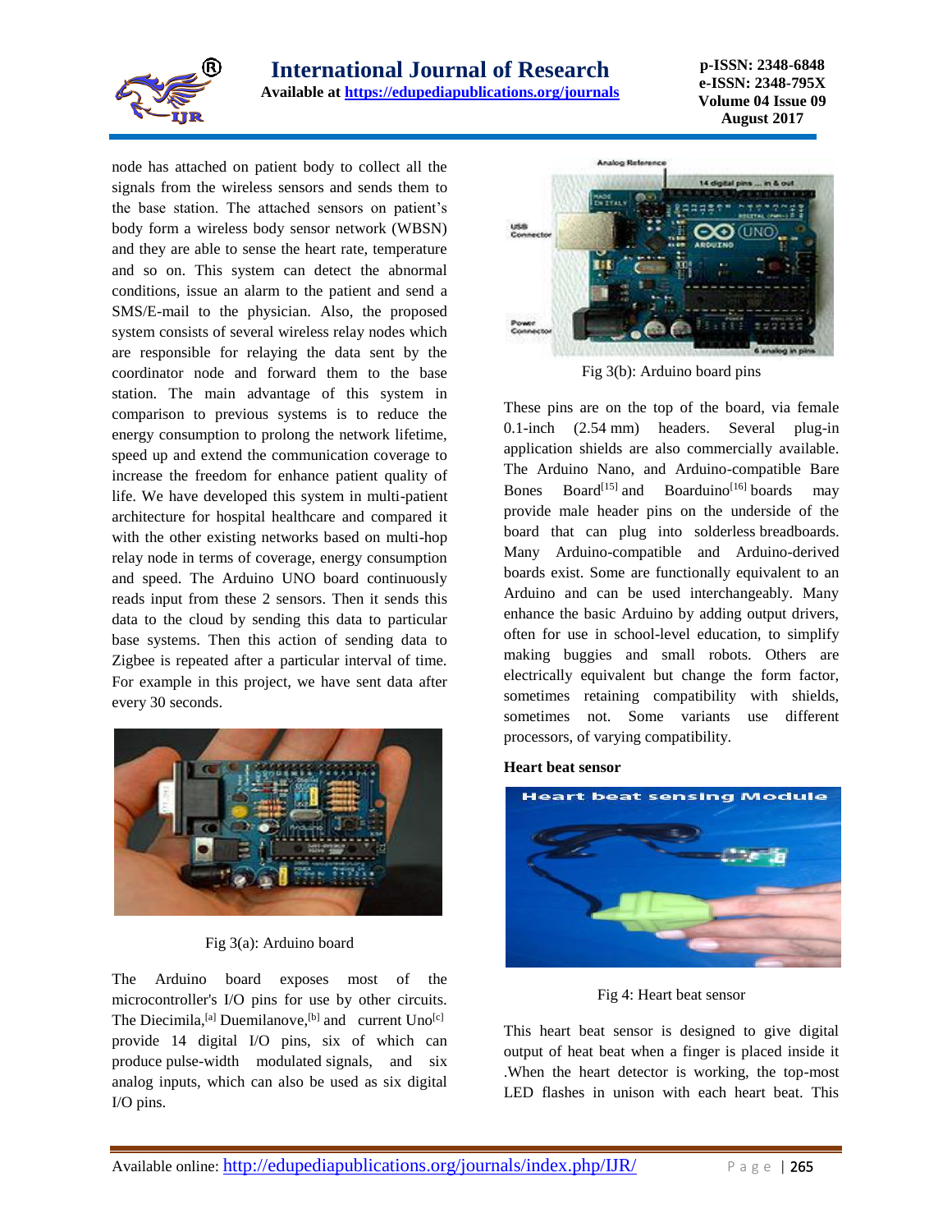node has attached on patient body to collect all the signals from the wireless sensors and sends them to the base station. The attached sensors on patient's body form a wireless body sensor network (WBSN) and they are able to sense the heart rate, temperature and so on. This system can detect the abnormal conditions, issue an alarm to the patient and send a SMS/E-mail to the physician. Also, the proposed system consists of several wireless relay nodes which are responsible for relaying the data sent by the coordinator node and forward them to the base station. The main advantage of this system in comparison to previous systems is to reduce the energy consumption to prolong the network lifetime, speed up and extend the communication coverage to increase the freedom for enhance patient quality of life. We have developed this system in multi-patient architecture for hospital healthcare and compared it with the other existing networks based on multi-hop relay node in terms of coverage, energy consumption and speed. The Arduino UNO board continuously reads input from these 2 sensors. Then it sends this data to the cloud by sending this data to particular base systems. Then this action of sending data to Zigbee is repeated after a particular interval of time. For example in this project, we have sent data after every 30 seconds.

Fig 3(a): Arduino board

The Arduino board exposes most of the microcontroller's I/O pins for use by other circuits. The Diecimila,[a] Duemilanove,[b] and current Uno[c] provide 14 digital I/O pins, six of which can produce pulse-width modulated signals, and six analog inputs, which can also be used as six digital I/O pins.

Fig 3(b): Arduino board pins

These pins are on the top of the board, via female 0.1-inch (2.54 mm) headers. Several plug-in application shields are also commercially available. The Arduino Nano, and Arduino-compatible Bare Bones Board[15] and Boarduino[16] boards may provide male header pins on the underside of the board that can plug into solderless breadboards. Many Arduino-compatible and Arduino-derived boards exist. Some are functionally equivalent to an Arduino and can be used interchangeably. Many enhance the basic Arduino by adding output drivers, often for use in school-level education, to simplify making buggies and small robots. Others are electrically equivalent but change the form factor, sometimes retaining compatibility with shields, sometimes not. Some variants use different processors, of varying compatibility.

**Heart beat sensor**

Fig 4: Heart beat sensor

This heart beat sensor is designed to give digital output of heat beat when a finger is placed inside it .When the heart detector is working, the top-most LED flashes in unison with each heart beat. This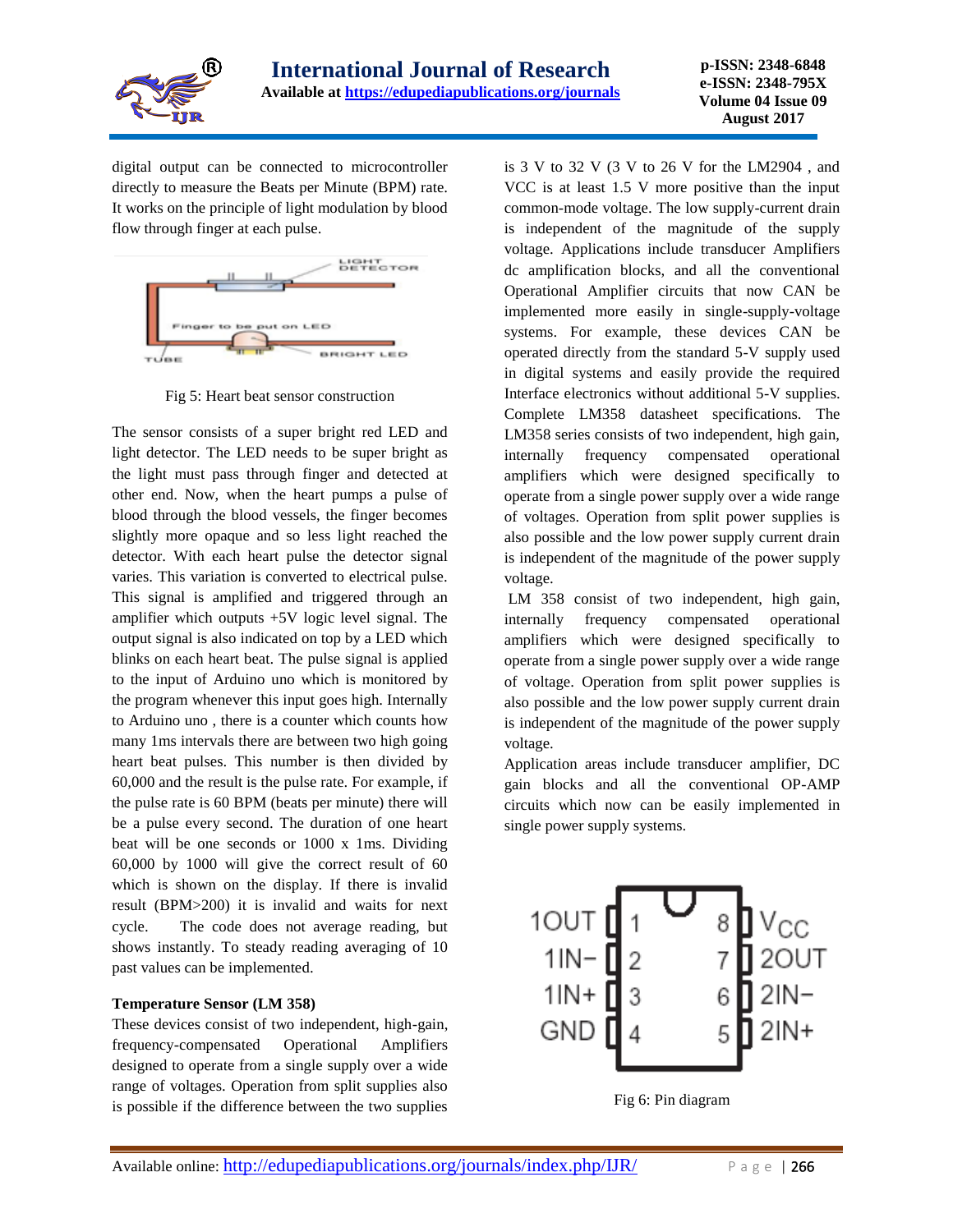digital output can be connected to microcontroller directly to measure the Beats per Minute (BPM) rate. It works on the principle of light modulation by blood flow through finger at each pulse.

Fig 5: Heart beat sensor construction

The sensor consists of a super bright red LED and light detector. The LED needs to be super bright as the light must pass through finger and detected at other end. Now, when the heart pumps a pulse of blood through the blood vessels, the finger becomes slightly more opaque and so less light reached the detector. With each heart pulse the detector signal varies. This variation is converted to electrical pulse. This signal is amplified and triggered through an amplifier which outputs +5V logic level signal. The output signal is also indicated on top by a LED which blinks on each heart beat. The pulse signal is applied to the input of Arduino uno which is monitored by the program whenever this input goes high. Internally to Arduino uno , there is a counter which counts how many 1ms intervals there are between two high going heart beat pulses. This number is then divided by 60,000 and the result is the pulse rate. For example, if the pulse rate is 60 BPM (beats per minute) there will be a pulse every second. The duration of one heart beat will be one seconds or 1000 x 1ms. Dividing 60,000 by 1000 will give the correct result of 60 which is shown on the display. If there is invalid result (BPM>200) it is invalid and waits for next cycle. The code does not average reading, but shows instantly. To steady reading averaging of 10 past values can be implemented.

**Temperature Sensor (LM 358)**

These devices consist of two independent, high-gain, frequency-compensated Operational Amplifiers designed to operate from a single supply over a wide range of voltages. Operation from split supplies also is possible if the difference between the two supplies is 3 V to 32 V (3 V to 26 V for the LM2904 , and VCC is at least 1.5 V more positive than the input common-mode voltage. The low supply-current drain is independent of the magnitude of the supply voltage. Applications include transducer Amplifiers dc amplification blocks, and all the conventional Operational Amplifier circuits that now CAN be implemented more easily in single-supply-voltage systems. For example, these devices CAN be operated directly from the standard 5-V supply used in digital systems and easily provide the required Interface electronics without additional 5-V supplies. Complete LM358 datasheet specifications. The LM358 series consists of two independent, high gain, internally frequency compensated operational amplifiers which were designed specifically to operate from a single power supply over a wide range of voltages. Operation from split power supplies is also possible and the low power supply current drain is independent of the magnitude of the power supply voltage.

LM 358 consist of two independent, high gain, internally frequency compensated operational amplifiers which were designed specifically to operate from a single power supply over a wide range of voltage. Operation from split power supplies is also possible and the low power supply current drain is independent of the magnitude of the power supply voltage.

Application areas include transducer amplifier, DC gain blocks and all the conventional OP-AMP circuits which now can be easily implemented in single power supply systems.

Fig 6: Pin diagram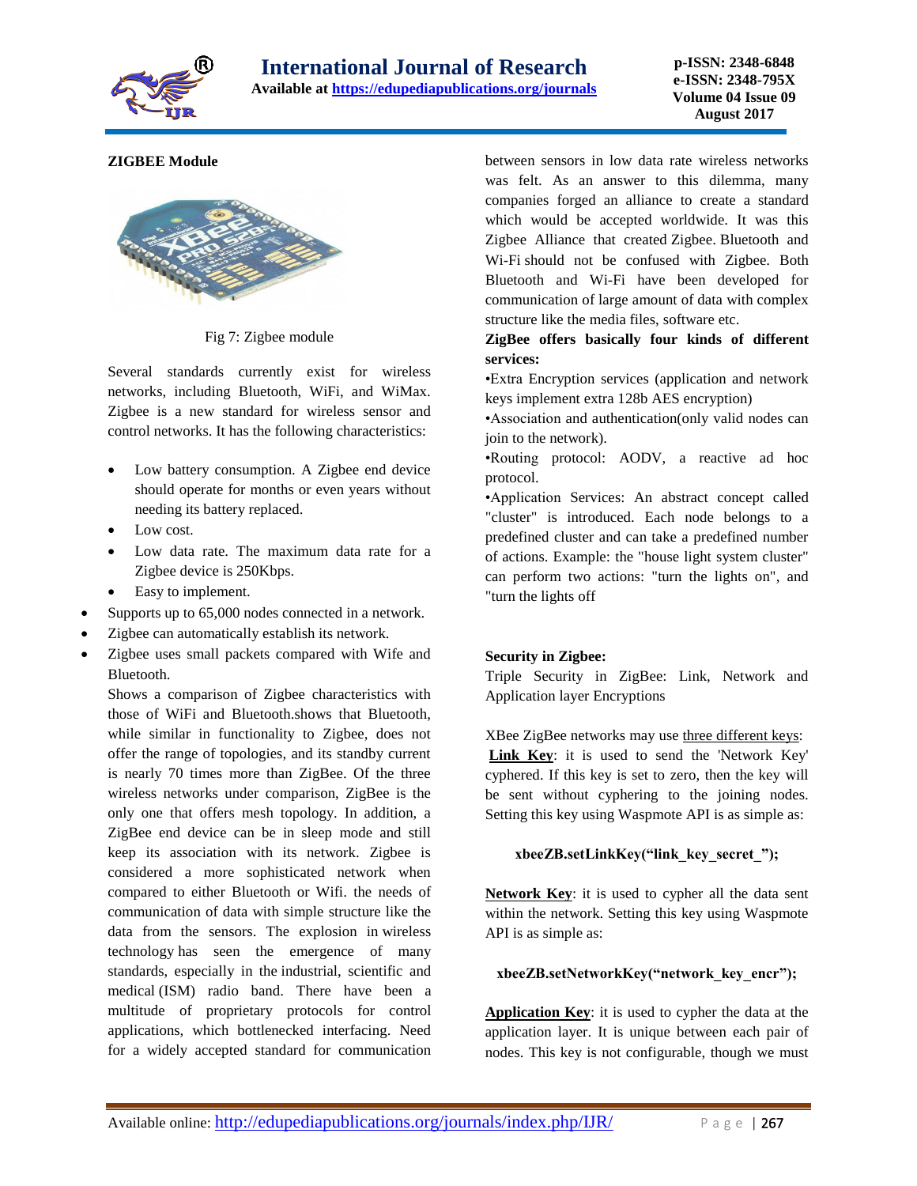**ZIGBEE Module**

Fig 7: Zigbee module

Several standards currently exist for wireless networks, including Bluetooth, WiFi, and WiMax. Zigbee is a new standard for wireless sensor and control networks. It has the following characteristics:

- Low battery consumption. A Zigbee end device should operate for months or even years without needing its battery replaced.
- Low cost.
- Low data rate. The maximum data rate for a Zigbee device is 250Kbps.
- Easy to implement.
- Supports up to 65,000 nodes connected in a network.
- Zigbee can automatically establish its network.
- Zigbee uses small packets compared with Wife and Bluetooth.

Shows a comparison of Zigbee characteristics with those of WiFi and Bluetooth.shows that Bluetooth, while similar in functionality to Zigbee, does not offer the range of topologies, and its standby current is nearly 70 times more than ZigBee. Of the three wireless networks under comparison, ZigBee is the only one that offers mesh topology. In addition, a ZigBee end device can be in sleep mode and still keep its association with its network. Zigbee is considered a more sophisticated network when compared to either Bluetooth or Wifi. the needs of communication of data with simple structure like the data from the sensors. The explosion in wireless technology has seen the emergence of many standards, especially in the industrial, scientific and medical (ISM) radio band. There have been a multitude of proprietary protocols for control applications, which bottlenecked interfacing. Need for a widely accepted standard for communication between sensors in low data rate wireless networks was felt. As an answer to this dilemma, many companies forged an alliance to create a standard which would be accepted worldwide. It was this Zigbee Alliance that created Zigbee. Bluetooth and Wi-Fi should not be confused with Zigbee. Both Bluetooth and Wi-Fi have been developed for communication of large amount of data with complex structure like the media files, software etc.

**ZigBee offers basically four kinds of different services:**

•Extra Encryption services (application and network keys implement extra 128b AES encryption)

•Association and authentication(only valid nodes can join to the network).

•Routing protocol: AODV, a reactive ad hoc protocol.

•Application Services: An abstract concept called "cluster" is introduced. Each node belongs to a predefined cluster and can take a predefined number of actions. Example: the "house light system cluster" can perform two actions: "turn the lights on", and "turn the lights off

**Security in Zigbee:**

Triple Security in ZigBee: Link, Network and Application layer Encryptions

XBee ZigBee networks may use three different keys:

**Link Key**: it is used to send the 'Network Key' cyphered. If this key is set to zero, then the key will be sent without cyphering to the joining nodes. Setting this key using Waspmote API is as simple as:

**xbeeZB.setLinkKey("link_key_secret_");**

**Network Key**: it is used to cypher all the data sent within the network. Setting this key using Waspmote API is as simple as:

**xbeeZB.setNetworkKey("network_key_encr");**

**Application Key**: it is used to cypher the data at the application layer. It is unique between each pair of nodes. This key is not configurable, though we must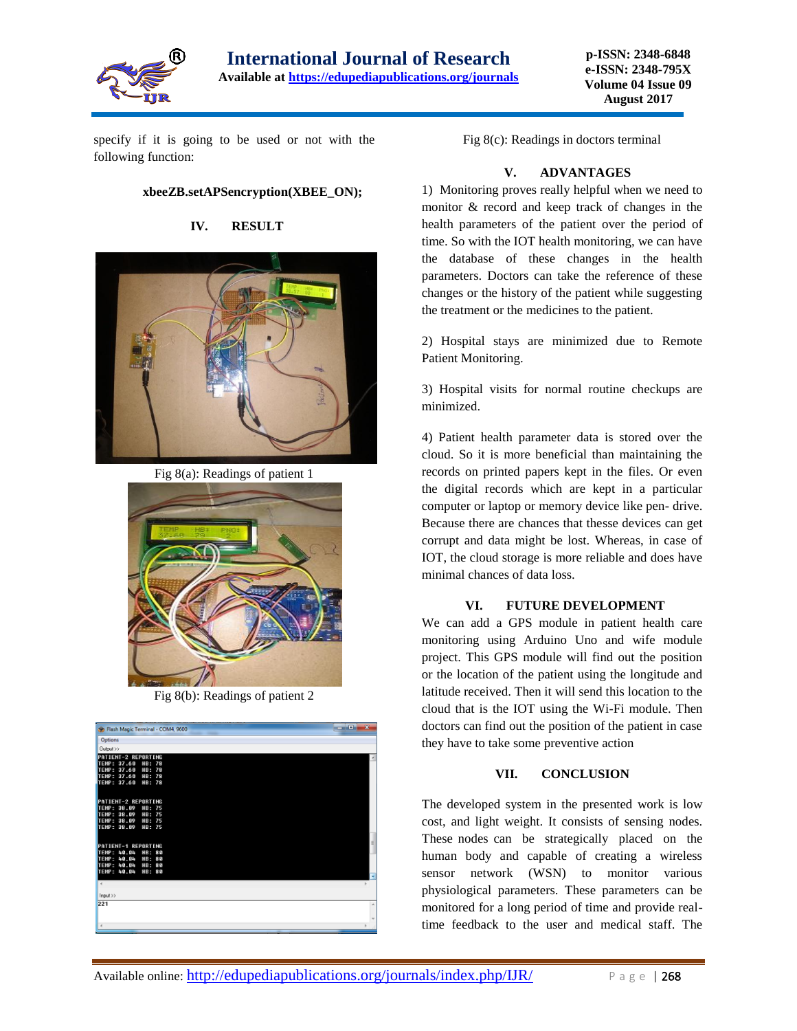specify if it is going to be used or not with the following function:

**xbeeZB.setAPSencryption(XBEE_ON);**

## IV. RESULT

Fig 8(a): Readings of patient 1

Fig 8(b): Readings of patient 2

Fig 8(c): Readings in doctors terminal

## V. ADVANTAGES

1) Monitoring proves really helpful when we need to monitor & record and keep track of changes in the health parameters of the patient over the period of time. So with the IOT health monitoring, we can have the database of these changes in the health parameters. Doctors can take the reference of these changes or the history of the patient while suggesting the treatment or the medicines to the patient.

2) Hospital stays are minimized due to Remote Patient Monitoring.

3) Hospital visits for normal routine checkups are minimized.

4) Patient health parameter data is stored over the cloud. So it is more beneficial than maintaining the records on printed papers kept in the files. Or even the digital records which are kept in a particular computer or laptop or memory device like pen- drive. Because there are chances that thesse devices can get corrupt and data might be lost. Whereas, in case of IOT, the cloud storage is more reliable and does have minimal chances of data loss.

## VI. FUTURE DEVELOPMENT

We can add a GPS module in patient health care monitoring using Arduino Uno and wife module project. This GPS module will find out the position or the location of the patient using the longitude and latitude received. Then it will send this location to the cloud that is the IOT using the Wi-Fi module. Then doctors can find out the position of the patient in case they have to take some preventive action

## VII. CONCLUSION

The developed system in the presented work is low cost, and light weight. It consists of sensing nodes. These nodes can be strategically placed on the human body and capable of creating a wireless sensor network (WSN) to monitor various physiological parameters. These parameters can be monitored for a long period of time and provide real-time feedback to the user and medical staff. The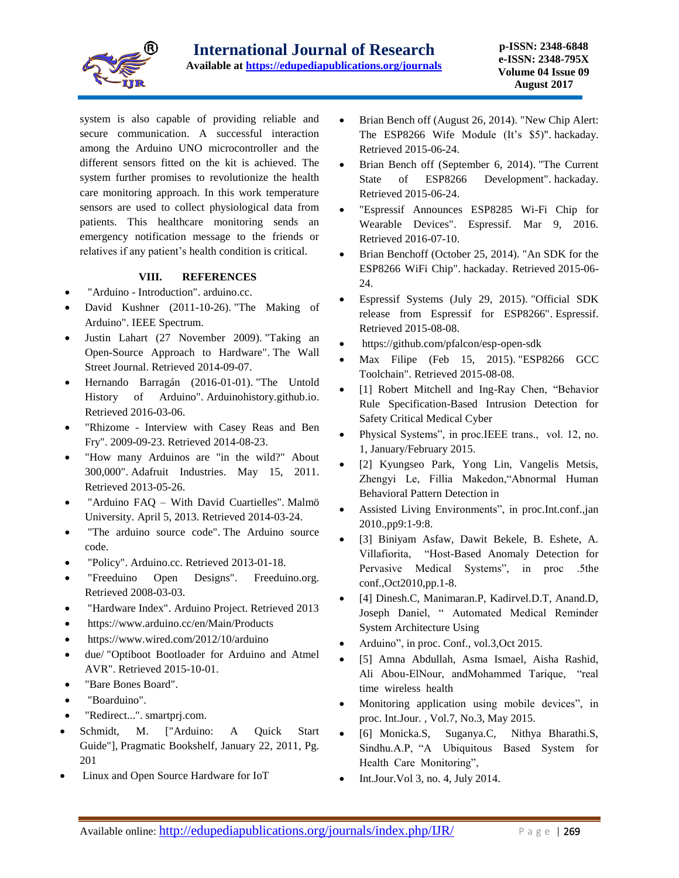system is also capable of providing reliable and secure communication. A successful interaction among the Arduino UNO microcontroller and the different sensors fitted on the kit is achieved. The system further promises to revolutionize the health care monitoring approach. In this work temperature sensors are used to collect physiological data from patients. This healthcare monitoring sends an emergency notification message to the friends or relatives if any patient's health condition is critical.

## VIII. REFERENCES

- "Arduino - Introduction". arduino.cc.
- David Kushner (2011-10-26). "The Making of Arduino". IEEE Spectrum.
- Justin Lahart (27 November 2009). "Taking an Open-Source Approach to Hardware". The Wall Street Journal. Retrieved 2014-09-07.
- Hernando Barragán (2016-01-01). "The Untold History of Arduino". Arduinohistory.github.io. Retrieved 2016-03-06.
- "Rhizome - Interview with Casey Reas and Ben Fry". 2009-09-23. Retrieved 2014-08-23.
- "How many Arduinos are "in the wild?" About 300,000". Adafruit Industries. May 15, 2011. Retrieved 2013-05-26.
- "Arduino FAQ – With David Cuartielles". Malmö University. April 5, 2013. Retrieved 2014-03-24.
- "The arduino source code". The Arduino source code.
- "Policy". Arduino.cc. Retrieved 2013-01-18.
- "Freeduino Open Designs". Freeduino.org. Retrieved 2008-03-03.
- "Hardware Index". Arduino Project. Retrieved 2013
- https://www.arduino.cc/en/Main/Products
- https://www.wired.com/2012/10/arduino
- due/ "Optiboot Bootloader for Arduino and Atmel AVR". Retrieved 2015-10-01.
- "Bare Bones Board".
- "Boarduino".
- "Redirect...". smartprj.com.
- Schmidt, M. ["Arduino: A Quick Start Guide"], Pragmatic Bookshelf, January 22, 2011, Pg. 201
- Linux and Open Source Hardware for IoT
- Brian Bench off (August 26, 2014). "New Chip Alert: The ESP8266 Wife Module (It's $5)". hackaday. Retrieved 2015-06-24.
- Brian Bench off (September 6, 2014). "The Current State of ESP8266 Development". hackaday. Retrieved 2015-06-24.
- "Espressif Announces ESP8285 Wi-Fi Chip for Wearable Devices". Espressif. Mar 9, 2016. Retrieved 2016-07-10.
- Brian Benchoff (October 25, 2014). "An SDK for the ESP8266 WiFi Chip". hackaday. Retrieved 2015-06-24.
- Espressif Systems (July 29, 2015). "Official SDK release from Espressif for ESP8266". Espressif. Retrieved 2015-08-08.
- https://github.com/pfalcon/esp-open-sdk
- Max Filipe (Feb 15, 2015). "ESP8266 GCC Toolchain". Retrieved 2015-08-08.
- [1] Robert Mitchell and Ing-Ray Chen, "Behavior Rule Specification-Based Intrusion Detection for Safety Critical Medical Cyber
- Physical Systems", in proc.IEEE trans., vol. 12, no. 1, January/February 2015.
- [2] Kyungseo Park, Yong Lin, Vangelis Metsis, Zhengyi Le, Fillia Makedon,"Abnormal Human Behavioral Pattern Detection in
- Assisted Living Environments", in proc.Int.conf.,jan 2010.,pp9:1-9:8.
- [3] Biniyam Asfaw, Dawit Bekele, B. Eshete, A. Villafiorita, "Host-Based Anomaly Detection for Pervasive Medical Systems", in proc .5the conf.,Oct2010,pp.1-8.
- [4] Dinesh.C, Manimaran.P, Kadirvel.D.T, Anand.D, Joseph Daniel, " Automated Medical Reminder System Architecture Using
- Arduino", in proc. Conf., vol.3,Oct 2015.
- [5] Amna Abdullah, Asma Ismael, Aisha Rashid, Ali Abou-ElNour, andMohammed Tarique, "real time wireless health
- Monitoring application using mobile devices", in proc. Int.Jour. , Vol.7, No.3, May 2015.
- [6] Monicka.S, Suganya.C, Nithya Bharathi.S, Sindhu.A.P, "A Ubiquitous Based System for Health Care Monitoring",
- Int.Jour.Vol 3, no. 4, July 2014.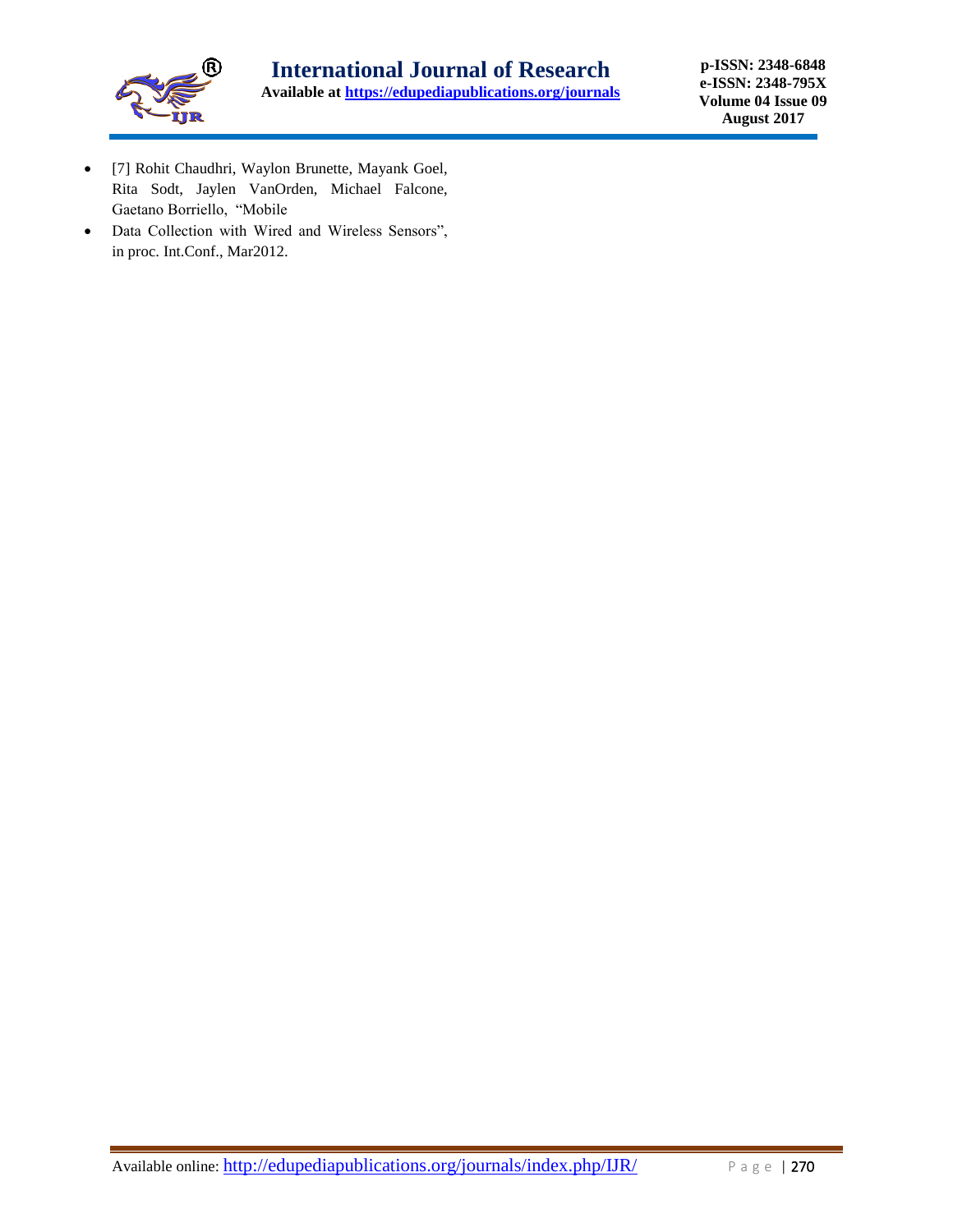- [7] Rohit Chaudhri, Waylon Brunette, Mayank Goel, Rita Sodt, Jaylen VanOrden, Michael Falcone, Gaetano Borriello, "Mobile
- Data Collection with Wired and Wireless Sensors", in proc. Int.Conf., Mar2012.